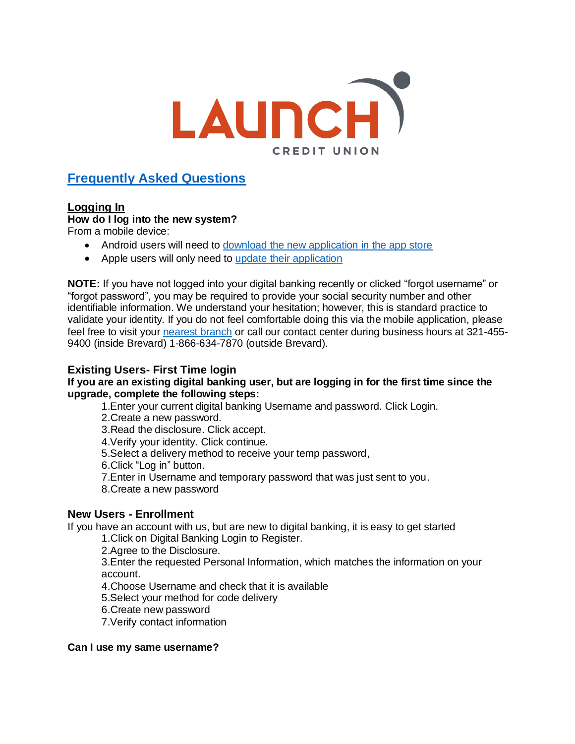LAUNCH CREDIT UNION

# Frequently Asked Questions

## Logging In

**How do I log into the new system?**

From a mobile device:

- Android users will need to [download the new application in the app store]
- Apple users will only need to [update their application]

**NOTE:** If you have not logged into your digital banking recently or clicked "forgot username" or "forgot password", you may be required to provide your social security number and other identifiable information. We understand your hesitation; however, this is standard practice to validate your identity. If you do not feel comfortable doing this via the mobile application, please feel free to visit your [nearest branch] or call our contact center during business hours at 321-455-9400 (inside Brevard) 1-866-634-7870 (outside Brevard).

### Existing Users- First Time login

**If you are an existing digital banking user, but are logging in for the first time since the upgrade, complete the following steps:**

1. Enter your current digital banking Username and password. Click Login.
2. Create a new password.
3. Read the disclosure. Click accept.
4. Verify your identity. Click continue.
5. Select a delivery method to receive your temp password,
6. Click "Log in" button.
7. Enter in Username and temporary password that was just sent to you.
8. Create a new password

### New Users - Enrollment

If you have an account with us, but are new to digital banking, it is easy to get started

1. Click on Digital Banking Login to Register.
2. Agree to the Disclosure.
3. Enter the requested Personal Information, which matches the information on your account.
4. Choose Username and check that it is available
5. Select your method for code delivery
6. Create new password
7. Verify contact information

**Can I use my same username?**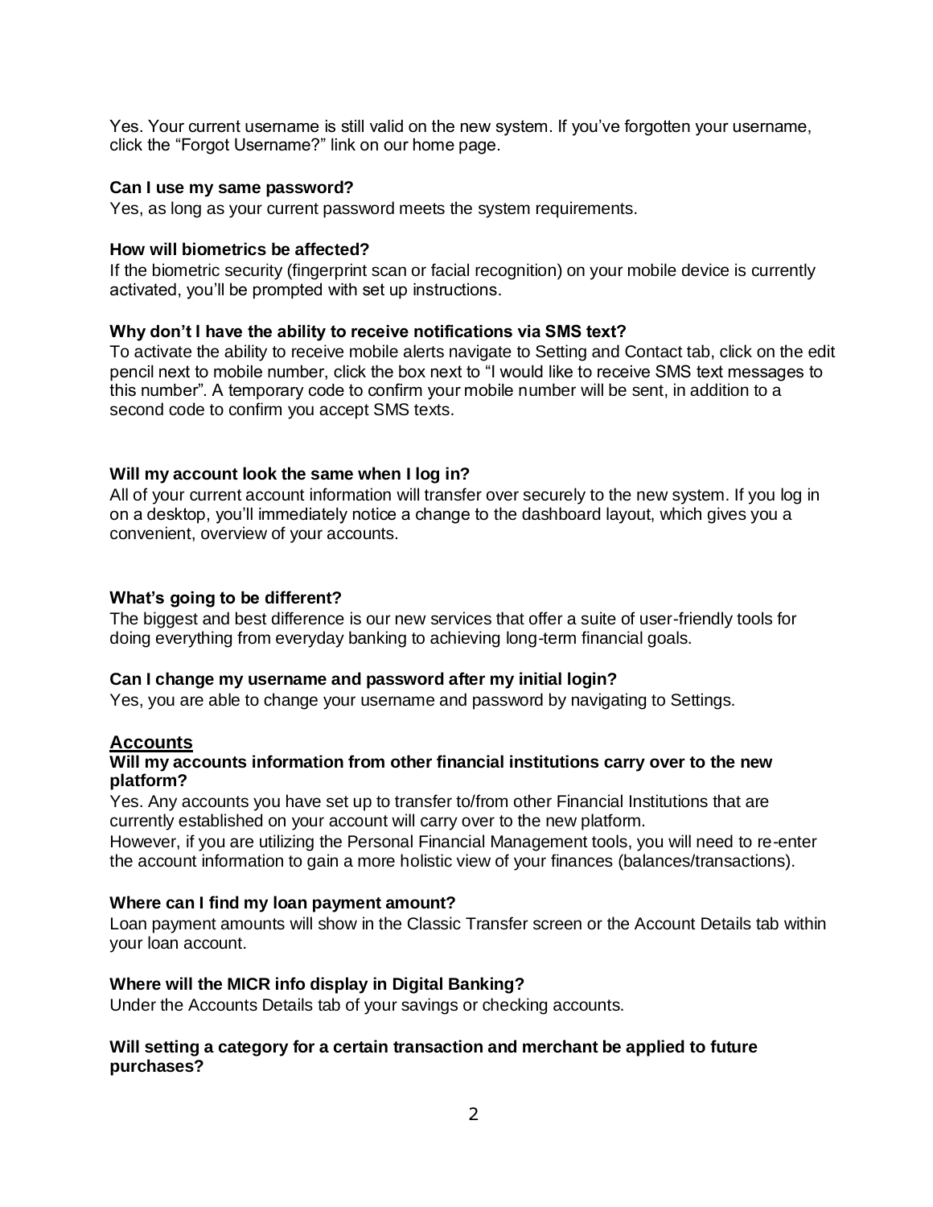Yes. Your current username is still valid on the new system. If you've forgotten your username, click the "Forgot Username?" link on our home page.

**Can I use my same password?**
Yes, as long as your current password meets the system requirements.

**How will biometrics be affected?**
If the biometric security (fingerprint scan or facial recognition) on your mobile device is currently activated, you'll be prompted with set up instructions.

**Why don't I have the ability to receive notifications via SMS text?**
To activate the ability to receive mobile alerts navigate to Setting and Contact tab, click on the edit pencil next to mobile number, click the box next to "I would like to receive SMS text messages to this number". A temporary code to confirm your mobile number will be sent, in addition to a second code to confirm you accept SMS texts.

**Will my account look the same when I log in?**
All of your current account information will transfer over securely to the new system. If you log in on a desktop, you'll immediately notice a change to the dashboard layout, which gives you a convenient, overview of your accounts.

**What's going to be different?**
The biggest and best difference is our new services that offer a suite of user-friendly tools for doing everything from everyday banking to achieving long-term financial goals.

**Can I change my username and password after my initial login?**
Yes, you are able to change your username and password by navigating to Settings.

## Accounts

**Will my accounts information from other financial institutions carry over to the new platform?**
Yes. Any accounts you have set up to transfer to/from other Financial Institutions that are currently established on your account will carry over to the new platform.
However, if you are utilizing the Personal Financial Management tools, you will need to re-enter the account information to gain a more holistic view of your finances (balances/transactions).

**Where can I find my loan payment amount?**
Loan payment amounts will show in the Classic Transfer screen or the Account Details tab within your loan account.

**Where will the MICR info display in Digital Banking?**
Under the Accounts Details tab of your savings or checking accounts.

**Will setting a category for a certain transaction and merchant be applied to future purchases?**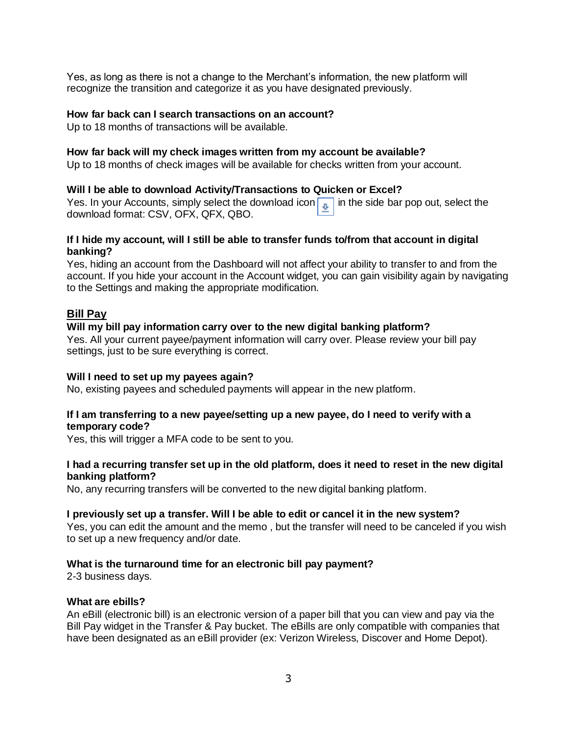Yes, as long as there is not a change to the Merchant's information, the new platform will recognize the transition and categorize it as you have designated previously.

**How far back can I search transactions on an account?**
Up to 18 months of transactions will be available.

**How far back will my check images written from my account be available?**
Up to 18 months of check images will be available for checks written from your account.

**Will I be able to download Activity/Transactions to Quicken or Excel?**
Yes. In your Accounts, simply select the download icon in the side bar pop out, select the download format: CSV, OFX, QFX, QBO.

**If I hide my account, will I still be able to transfer funds to/from that account in digital banking?**
Yes, hiding an account from the Dashboard will not affect your ability to transfer to and from the account. If you hide your account in the Account widget, you can gain visibility again by navigating to the Settings and making the appropriate modification.

## Bill Pay

**Will my bill pay information carry over to the new digital banking platform?**
Yes. All your current payee/payment information will carry over. Please review your bill pay settings, just to be sure everything is correct.

**Will I need to set up my payees again?**
No, existing payees and scheduled payments will appear in the new platform.

**If I am transferring to a new payee/setting up a new payee, do I need to verify with a temporary code?**
Yes, this will trigger a MFA code to be sent to you.

**I had a recurring transfer set up in the old platform, does it need to reset in the new digital banking platform?**
No, any recurring transfers will be converted to the new digital banking platform.

**I previously set up a transfer. Will I be able to edit or cancel it in the new system?**
Yes, you can edit the amount and the memo , but the transfer will need to be canceled if you wish to set up a new frequency and/or date.

**What is the turnaround time for an electronic bill pay payment?**
2-3 business days.

**What are ebills?**
An eBill (electronic bill) is an electronic version of a paper bill that you can view and pay via the Bill Pay widget in the Transfer & Pay bucket. The eBills are only compatible with companies that have been designated as an eBill provider (ex: Verizon Wireless, Discover and Home Depot).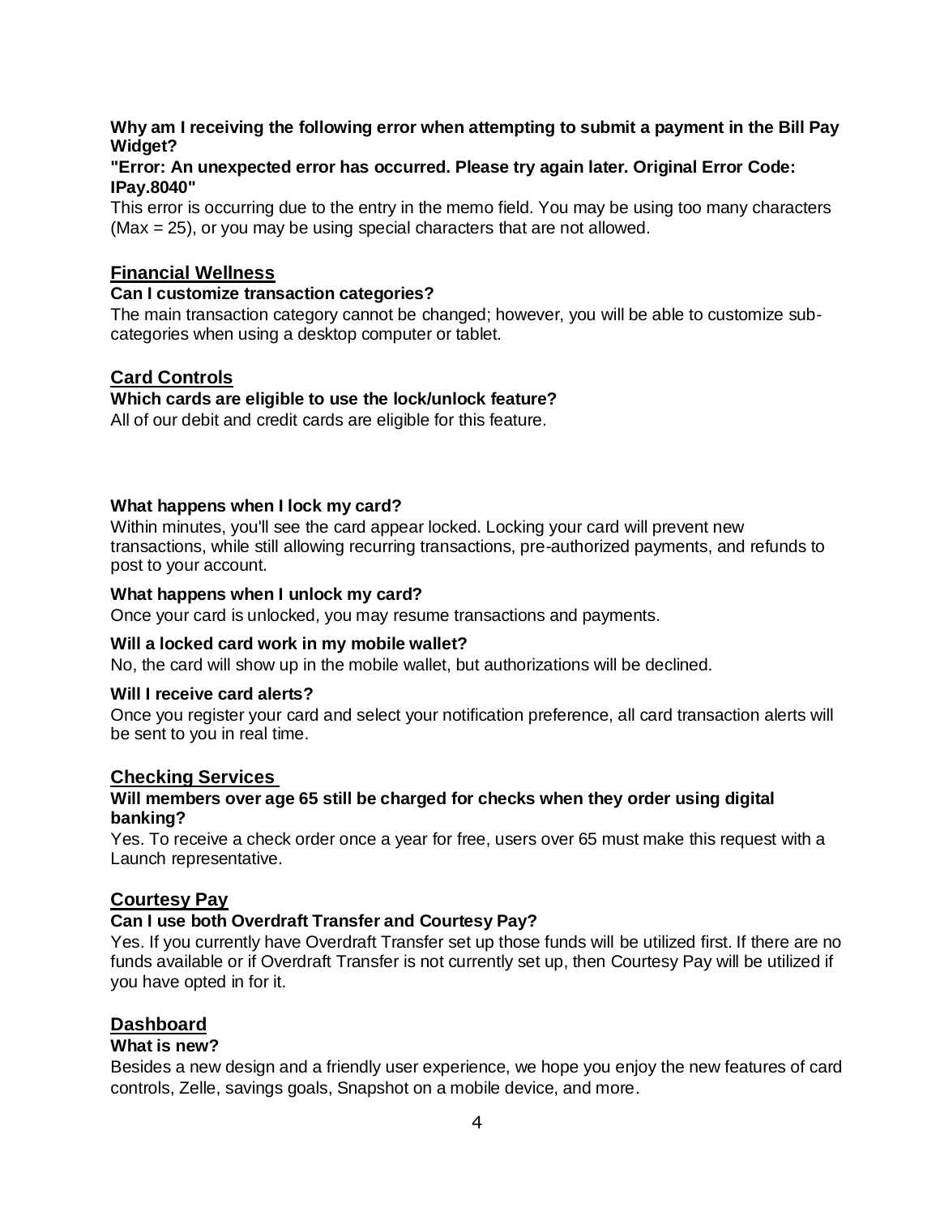**Why am I receiving the following error when attempting to submit a payment in the Bill Pay Widget?**

**"Error: An unexpected error has occurred. Please try again later. Original Error Code: IPay.8040"**

This error is occurring due to the entry in the memo field. You may be using too many characters (Max = 25), or you may be using special characters that are not allowed.

## Financial Wellness

**Can I customize transaction categories?**

The main transaction category cannot be changed; however, you will be able to customize sub-categories when using a desktop computer or tablet.

## Card Controls

**Which cards are eligible to use the lock/unlock feature?**

All of our debit and credit cards are eligible for this feature.

**What happens when I lock my card?**

Within minutes, you'll see the card appear locked. Locking your card will prevent new transactions, while still allowing recurring transactions, pre-authorized payments, and refunds to post to your account.

**What happens when I unlock my card?**

Once your card is unlocked, you may resume transactions and payments.

**Will a locked card work in my mobile wallet?**

No, the card will show up in the mobile wallet, but authorizations will be declined.

**Will I receive card alerts?**

Once you register your card and select your notification preference, all card transaction alerts will be sent to you in real time.

## Checking Services

**Will members over age 65 still be charged for checks when they order using digital banking?**

Yes. To receive a check order once a year for free, users over 65 must make this request with a Launch representative.

## Courtesy Pay

**Can I use both Overdraft Transfer and Courtesy Pay?**

Yes. If you currently have Overdraft Transfer set up those funds will be utilized first. If there are no funds available or if Overdraft Transfer is not currently set up, then Courtesy Pay will be utilized if you have opted in for it.

## Dashboard

**What is new?**

Besides a new design and a friendly user experience, we hope you enjoy the new features of card controls, Zelle, savings goals, Snapshot on a mobile device, and more.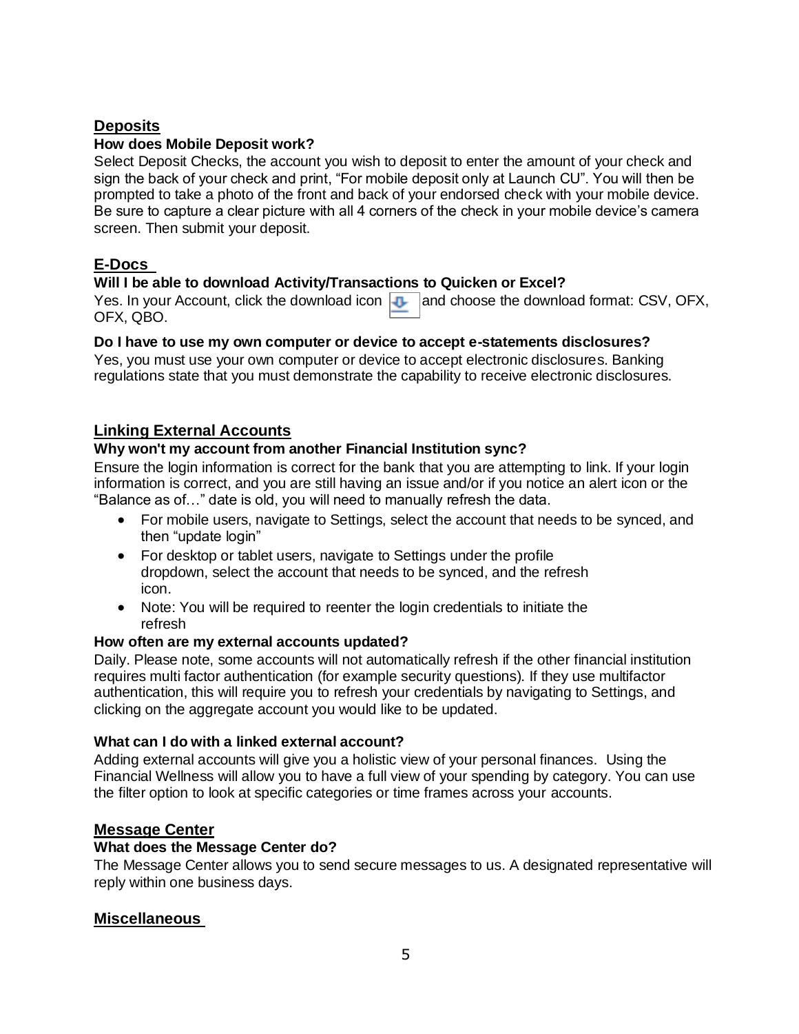## Deposits

**How does Mobile Deposit work?**

Select Deposit Checks, the account you wish to deposit to enter the amount of your check and sign the back of your check and print, “For mobile deposit only at Launch CU”. You will then be prompted to take a photo of the front and back of your endorsed check with your mobile device. Be sure to capture a clear picture with all 4 corners of the check in your mobile device’s camera screen. Then submit your deposit.

## E-Docs

**Will I be able to download Activity/Transactions to Quicken or Excel?**

Yes. In your Account, click the download icon and choose the download format: CSV, OFX, OFX, QBO.

**Do I have to use my own computer or device to accept e-statements disclosures?**

Yes, you must use your own computer or device to accept electronic disclosures. Banking regulations state that you must demonstrate the capability to receive electronic disclosures.

## Linking External Accounts

**Why won't my account from another Financial Institution sync?**

Ensure the login information is correct for the bank that you are attempting to link. If your login information is correct, and you are still having an issue and/or if you notice an alert icon or the “Balance as of…” date is old, you will need to manually refresh the data.

- For mobile users, navigate to Settings, select the account that needs to be synced, and then “update login”
- For desktop or tablet users, navigate to Settings under the profile dropdown, select the account that needs to be synced, and the refresh icon.
- Note: You will be required to reenter the login credentials to initiate the refresh

**How often are my external accounts updated?**

Daily. Please note, some accounts will not automatically refresh if the other financial institution requires multi factor authentication (for example security questions). If they use multifactor authentication, this will require you to refresh your credentials by navigating to Settings, and clicking on the aggregate account you would like to be updated.

**What can I do with a linked external account?**

Adding external accounts will give you a holistic view of your personal finances. Using the Financial Wellness will allow you to have a full view of your spending by category. You can use the filter option to look at specific categories or time frames across your accounts.

## Message Center

**What does the Message Center do?**

The Message Center allows you to send secure messages to us. A designated representative will reply within one business days.

## Miscellaneous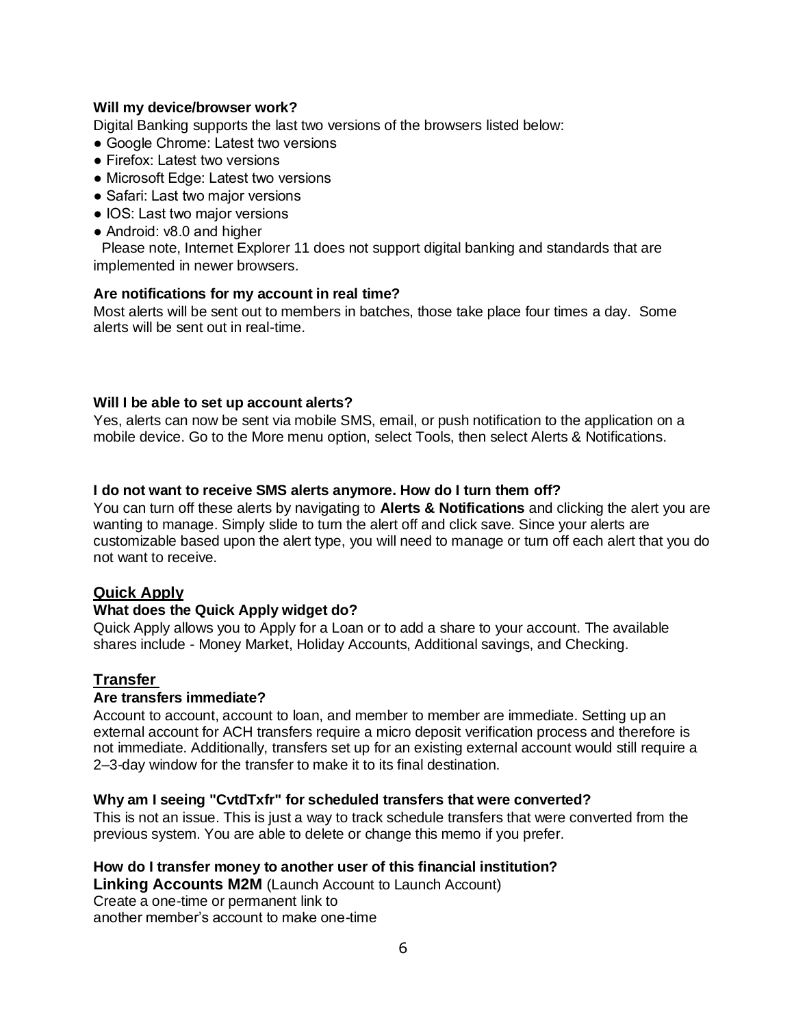**Will my device/browser work?**

Digital Banking supports the last two versions of the browsers listed below:

- Google Chrome: Latest two versions
- Firefox: Latest two versions
- Microsoft Edge: Latest two versions
- Safari: Last two major versions
- IOS: Last two major versions
- Android: v8.0 and higher

Please note, Internet Explorer 11 does not support digital banking and standards that are implemented in newer browsers.

**Are notifications for my account in real time?**

Most alerts will be sent out to members in batches, those take place four times a day. Some alerts will be sent out in real-time.

**Will I be able to set up account alerts?**

Yes, alerts can now be sent via mobile SMS, email, or push notification to the application on a mobile device. Go to the More menu option, select Tools, then select Alerts & Notifications.

**I do not want to receive SMS alerts anymore. How do I turn them off?**

You can turn off these alerts by navigating to **Alerts & Notifications** and clicking the alert you are wanting to manage. Simply slide to turn the alert off and click save. Since your alerts are customizable based upon the alert type, you will need to manage or turn off each alert that you do not want to receive.

## Quick Apply

**What does the Quick Apply widget do?**

Quick Apply allows you to Apply for a Loan or to add a share to your account. The available shares include - Money Market, Holiday Accounts, Additional savings, and Checking.

## Transfer

**Are transfers immediate?**

Account to account, account to loan, and member to member are immediate. Setting up an external account for ACH transfers require a micro deposit verification process and therefore is not immediate. Additionally, transfers set up for an existing external account would still require a 2–3-day window for the transfer to make it to its final destination.

**Why am I seeing "CvtdTxfr" for scheduled transfers that were converted?**

This is not an issue. This is just a way to track schedule transfers that were converted from the previous system. You are able to delete or change this memo if you prefer.

**How do I transfer money to another user of this financial institution?**

**Linking Accounts M2M** (Launch Account to Launch Account)
Create a one-time or permanent link to
another member's account to make one-time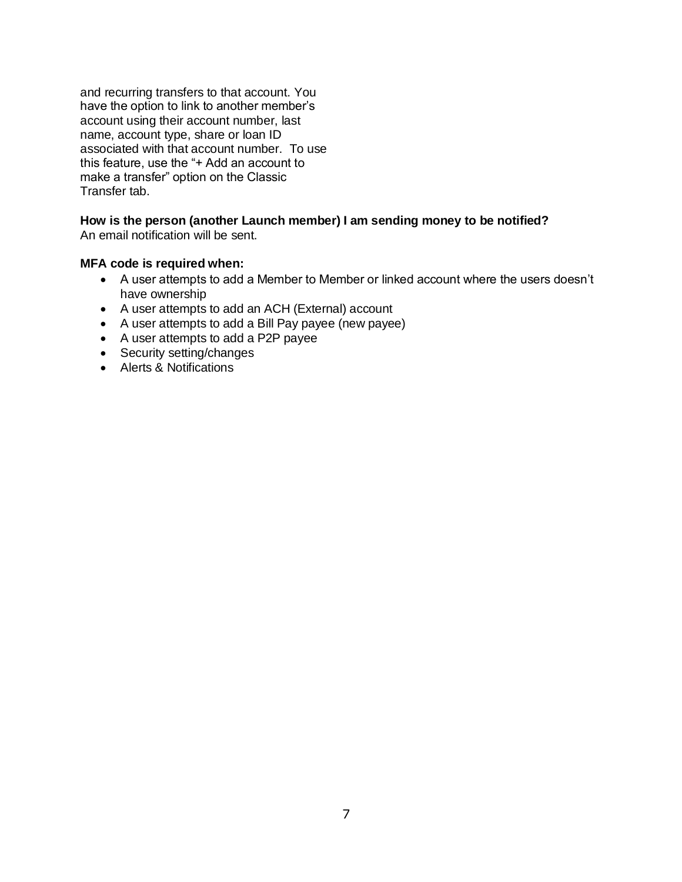and recurring transfers to that account. You have the option to link to another member's account using their account number, last name, account type, share or loan ID associated with that account number. To use this feature, use the "+ Add an account to make a transfer" option on the Classic Transfer tab.

**How is the person (another Launch member) I am sending money to be notified?**
An email notification will be sent.

**MFA code is required when:**

- A user attempts to add a Member to Member or linked account where the users doesn't have ownership
- A user attempts to add an ACH (External) account
- A user attempts to add a Bill Pay payee (new payee)
- A user attempts to add a P2P payee
- Security setting/changes
- Alerts & Notifications